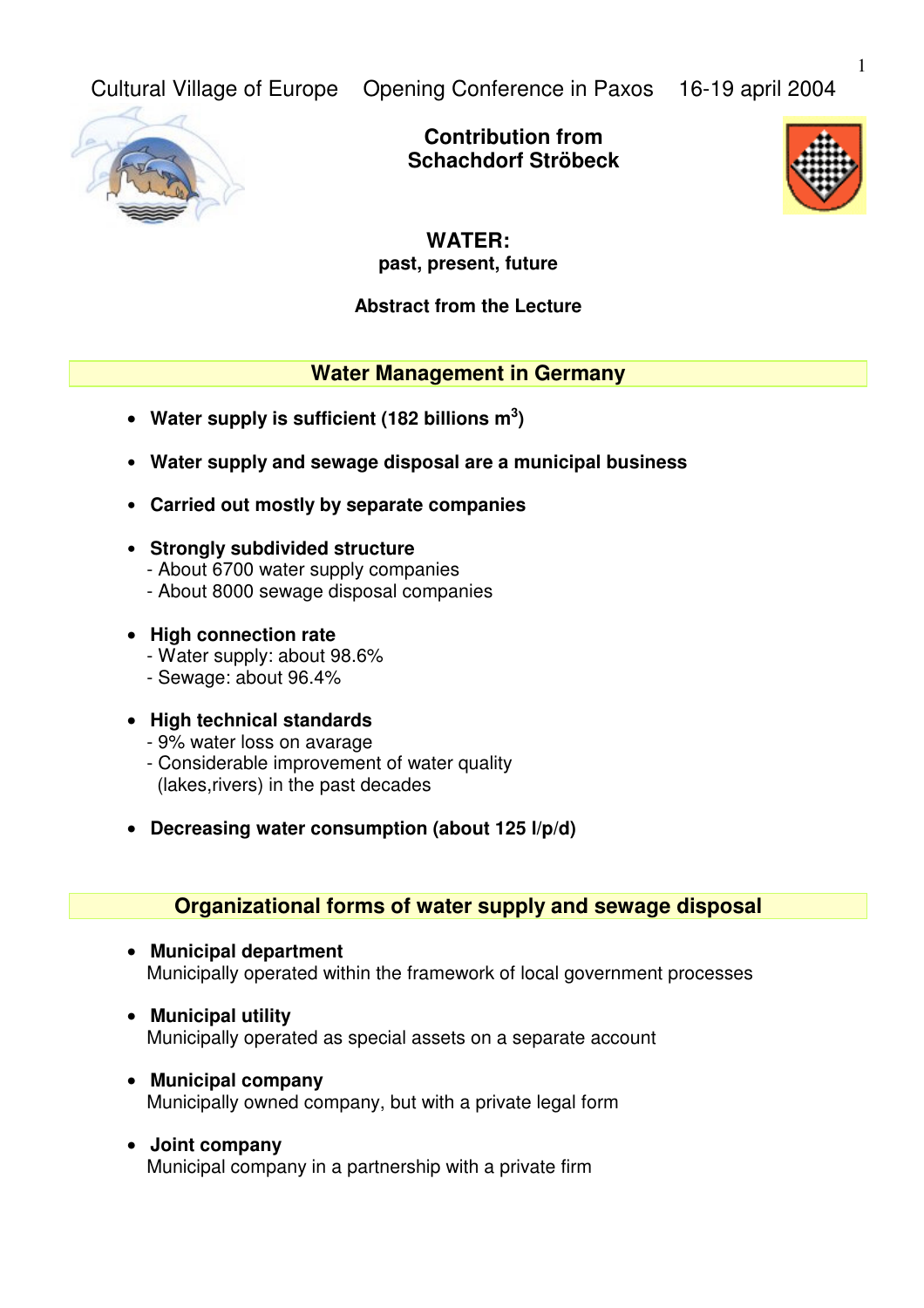Cultural Village of Europe   Opening Conference in Paxos   16-19 april 2004

**Contribution from Schachdorf Ströbeck**

# WATER:
## past, present, future

**Abstract from the Lecture**

## Water Management in Germany

- **Water supply is sufficient (182 billions m$^3$)**
- **Water supply and sewage disposal are a municipal business**
- **Carried out mostly by separate companies**
- **Strongly subdivided structure**
  - About 6700 water supply companies
  - About 8000 sewage disposal companies
- **High connection rate**
  - Water supply: about 98.6%
  - Sewage: about 96.4%
- **High technical standards**
  - 9% water loss on avarage
  - Considerable improvement of water quality (lakes,rivers) in the past decades
- **Decreasing water consumption (about 125 l/p/d)**

## Organizational forms of water supply and sewage disposal

- **Municipal department**
  Municipally operated within the framework of local government processes
- **Municipal utility**
  Municipally operated as special assets on a separate account
- **Municipal company**
  Municipally owned company, but with a private legal form
- **Joint company**
  Municipal company in a partnership with a private firm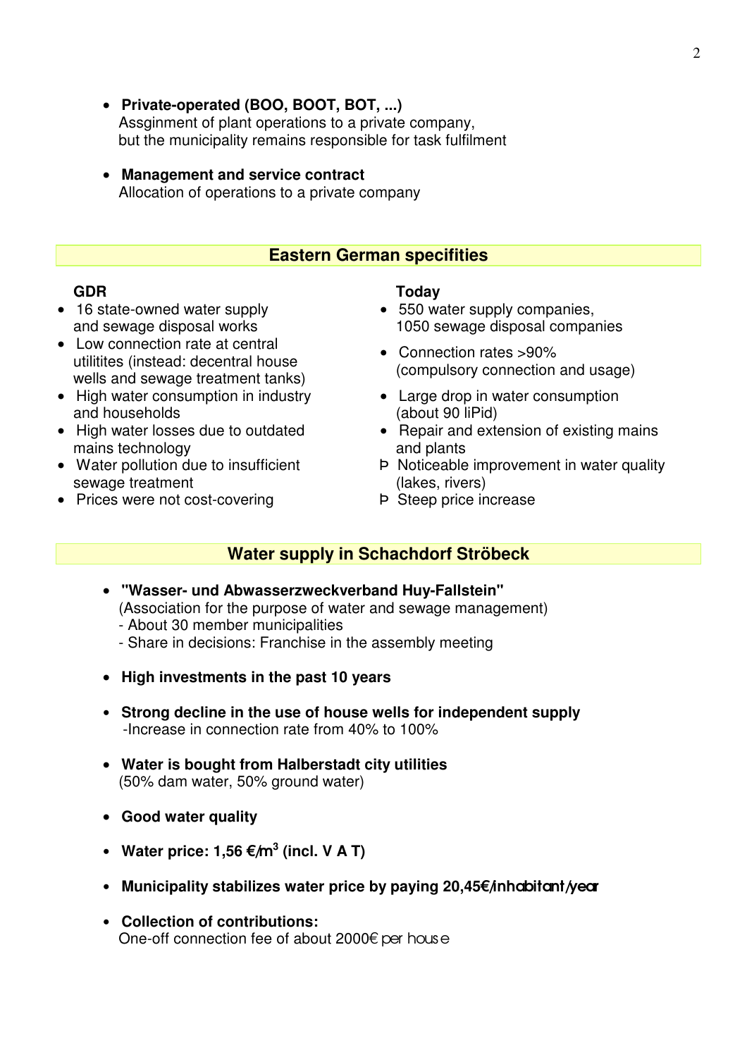- **Private-operated (BOO, BOOT, BOT, ...)**
  Assginment of plant operations to a private company,
  but the municipality remains responsible for task fulfilment

- **Management and service contract**
  Allocation of operations to a private company

## Eastern German specifities

**GDR**

- 16 state-owned water supply and sewage disposal works
- Low connection rate at central utilitites (instead: decentral house wells and sewage treatment tanks)
- High water consumption in industry and households
- High water losses due to outdated mains technology
- Water pollution due to insufficient sewage treatment
- Prices were not cost-covering

**Today**

- 550 water supply companies, 1050 sewage disposal companies
- Connection rates >90% (compulsory connection and usage)
- Large drop in water consumption (about 90 liPid)
- Repair and extension of existing mains and plants

Þ Noticeable improvement in water quality (lakes, rivers)

Þ Steep price increase

## Water supply in Schachdorf Ströbeck

- **"Wasser- und Abwasserzweckverband Huy-Fallstein"**
  (Association for the purpose of water and sewage management)
  - About 30 member municipalities
  - Share in decisions: Franchise in the assembly meeting

- **High investments in the past 10 years**

- **Strong decline in the use of house wells for independent supply**
  -Increase in connection rate from 40% to 100%

- **Water is bought from Halberstadt city utilities**
  (50% dam water, 50% ground water)

- **Good water quality**

- **Water price: 1,56 €/m$^3$ (incl. V A T)**

- **Municipality stabilizes water price by paying 20,45€/inhabitant/year**

- **Collection of contributions:**
  One-off connection fee of about 2000€ per house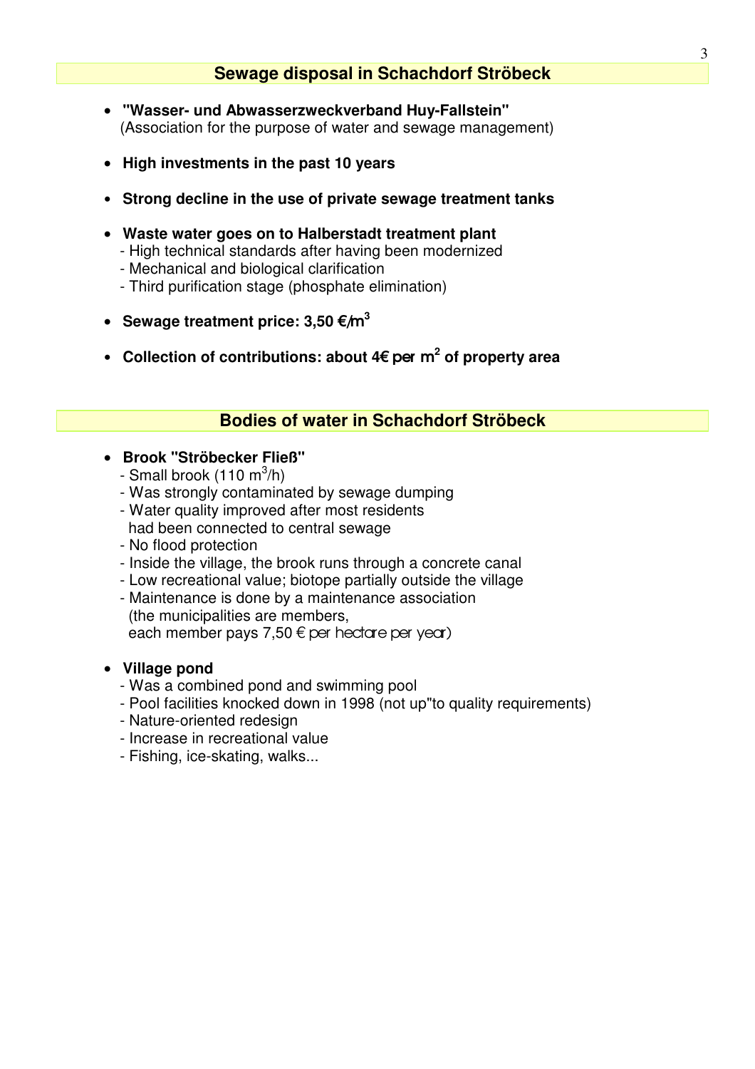## Sewage disposal in Schachdorf Ströbeck

- **"Wasser- und Abwasserzweckverband Huy-Fallstein"**
  (Association for the purpose of water and sewage management)

- **High investments in the past 10 years**

- **Strong decline in the use of private sewage treatment tanks**

- **Waste water goes on to Halberstadt treatment plant**
  - High technical standards after having been modernized
  - Mechanical and biological clarification
  - Third purification stage (phosphate elimination)

- **Sewage treatment price: 3,50 €/m$^3$**

- **Collection of contributions: about 4€ per m$^2$ of property area**

## Bodies of water in Schachdorf Ströbeck

- **Brook "Ströbecker Fließ"**
  - Small brook (110 m$^3$/h)
  - Was strongly contaminated by sewage dumping
  - Water quality improved after most residents had been connected to central sewage
  - No flood protection
  - Inside the village, the brook runs through a concrete canal
  - Low recreational value; biotope partially outside the village
  - Maintenance is done by a maintenance association (the municipalities are members, each member pays 7,50 € per hectare per year)

- **Village pond**
  - Was a combined pond and swimming pool
  - Pool facilities knocked down in 1998 (not up"to quality requirements)
  - Nature-oriented redesign
  - Increase in recreational value
  - Fishing, ice-skating, walks...